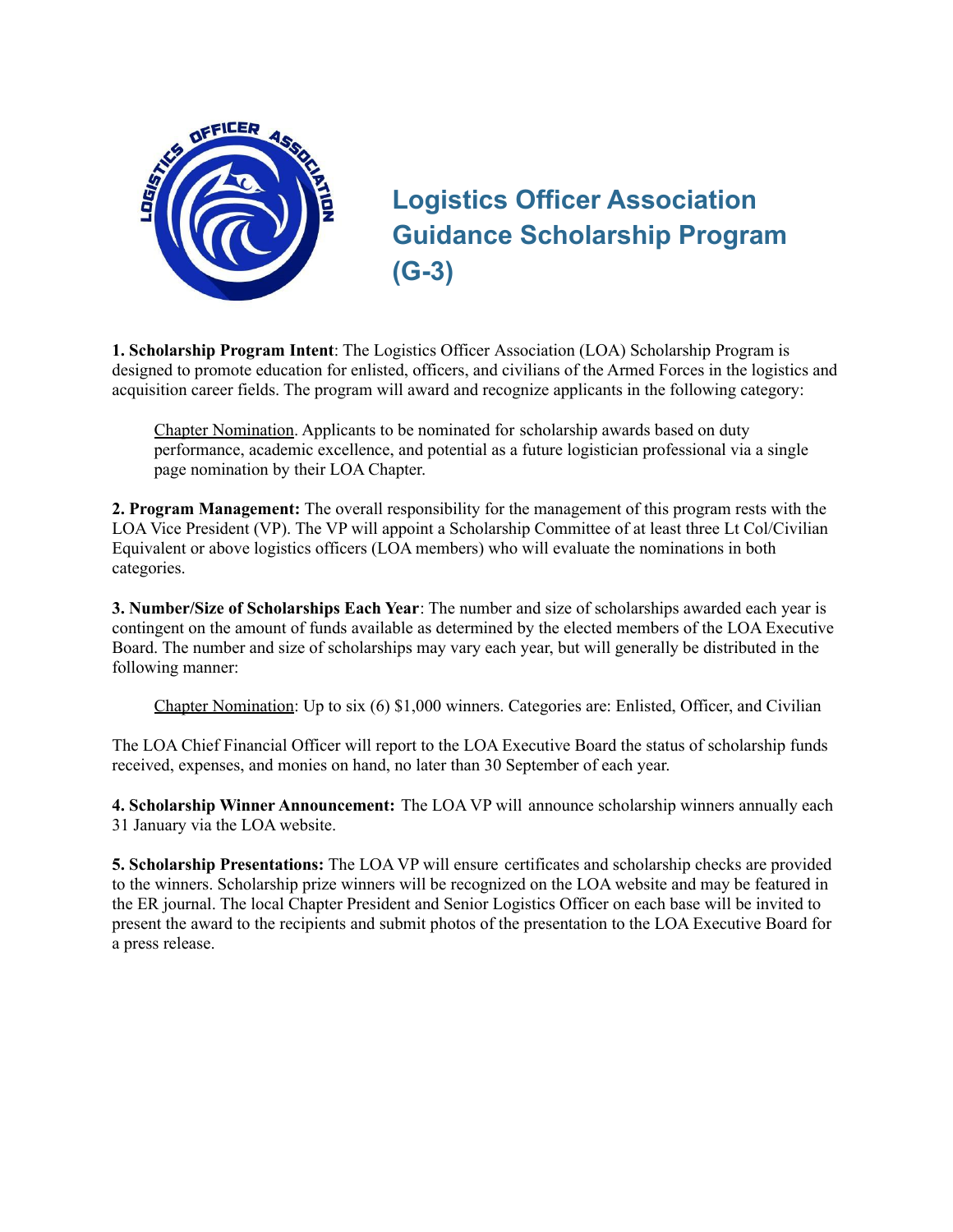# Logistics Officer Association Guidance Scholarship Program (G-3)

**1. Scholarship Program Intent**: The Logistics Officer Association (LOA) Scholarship Program is designed to promote education for enlisted, officers, and civilians of the Armed Forces in the logistics and acquisition career fields. The program will award and recognize applicants in the following category:

> Chapter Nomination. Applicants to be nominated for scholarship awards based on duty performance, academic excellence, and potential as a future logistician professional via a single page nomination by their LOA Chapter.

**2. Program Management:** The overall responsibility for the management of this program rests with the LOA Vice President (VP). The VP will appoint a Scholarship Committee of at least three Lt Col/Civilian Equivalent or above logistics officers (LOA members) who will evaluate the nominations in both categories.

**3. Number/Size of Scholarships Each Year**: The number and size of scholarships awarded each year is contingent on the amount of funds available as determined by the elected members of the LOA Executive Board. The number and size of scholarships may vary each year, but will generally be distributed in the following manner:

> Chapter Nomination: Up to six (6) $1,000 winners. Categories are: Enlisted, Officer, and Civilian

The LOA Chief Financial Officer will report to the LOA Executive Board the status of scholarship funds received, expenses, and monies on hand, no later than 30 September of each year.

**4. Scholarship Winner Announcement:** The LOA VP will announce scholarship winners annually each 31 January via the LOA website.

**5. Scholarship Presentations:** The LOA VP will ensure certificates and scholarship checks are provided to the winners. Scholarship prize winners will be recognized on the LOA website and may be featured in the ER journal. The local Chapter President and Senior Logistics Officer on each base will be invited to present the award to the recipients and submit photos of the presentation to the LOA Executive Board for a press release.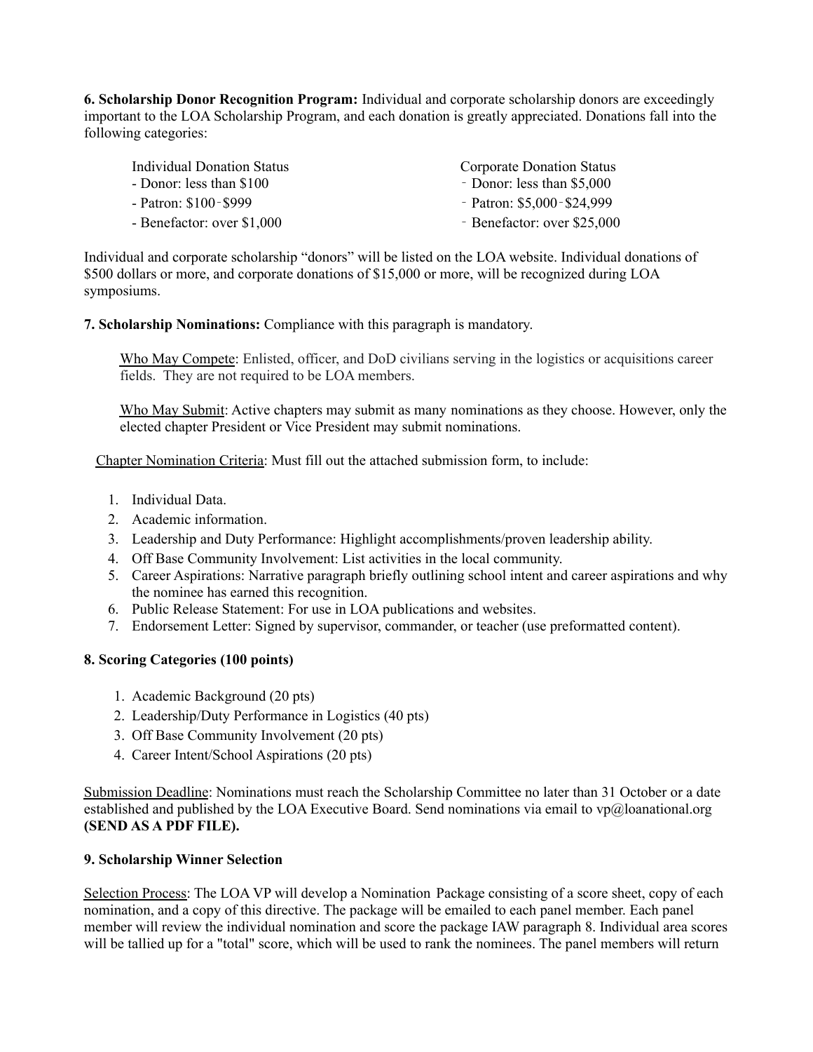**6. Scholarship Donor Recognition Program:** Individual and corporate scholarship donors are exceedingly important to the LOA Scholarship Program, and each donation is greatly appreciated. Donations fall into the following categories:

| Individual Donation Status | Corporate Donation Status |
|---|---|
| - Donor: less than $100 | - Donor: less than $5,000 |
| - Patron: $100-$999 | - Patron: $5,000-$24,999 |
| - Benefactor: over $1,000 | - Benefactor: over $25,000 |

Individual and corporate scholarship "donors" will be listed on the LOA website. Individual donations of $500 dollars or more, and corporate donations of $15,000 or more, will be recognized during LOA symposiums.

**7. Scholarship Nominations:** Compliance with this paragraph is mandatory.

Who May Compete: Enlisted, officer, and DoD civilians serving in the logistics or acquisitions career fields. They are not required to be LOA members.

Who May Submit: Active chapters may submit as many nominations as they choose. However, only the elected chapter President or Vice President may submit nominations.

Chapter Nomination Criteria: Must fill out the attached submission form, to include:

1. Individual Data.
2. Academic information.
3. Leadership and Duty Performance: Highlight accomplishments/proven leadership ability.
4. Off Base Community Involvement: List activities in the local community.
5. Career Aspirations: Narrative paragraph briefly outlining school intent and career aspirations and why the nominee has earned this recognition.
6. Public Release Statement: For use in LOA publications and websites.
7. Endorsement Letter: Signed by supervisor, commander, or teacher (use preformatted content).

**8. Scoring Categories (100 points)**

1. Academic Background (20 pts)
2. Leadership/Duty Performance in Logistics (40 pts)
3. Off Base Community Involvement (20 pts)
4. Career Intent/School Aspirations (20 pts)

Submission Deadline: Nominations must reach the Scholarship Committee no later than 31 October or a date established and published by the LOA Executive Board. Send nominations via email to vp@loanational.org **(SEND AS A PDF FILE).**

**9. Scholarship Winner Selection**

Selection Process: The LOA VP will develop a Nomination Package consisting of a score sheet, copy of each nomination, and a copy of this directive. The package will be emailed to each panel member. Each panel member will review the individual nomination and score the package IAW paragraph 8. Individual area scores will be tallied up for a "total" score, which will be used to rank the nominees. The panel members will return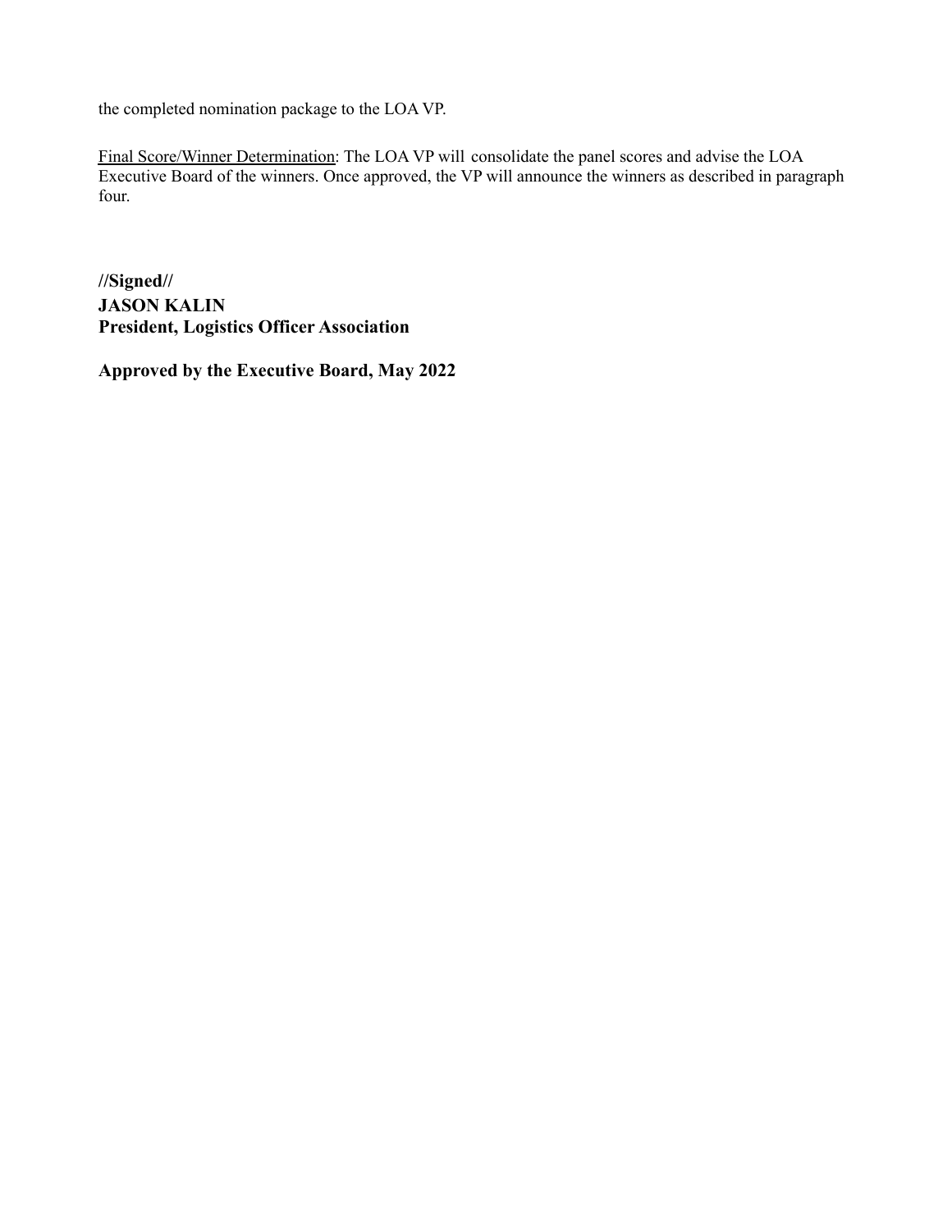the completed nomination package to the LOA VP.

Final Score/Winner Determination: The LOA VP will consolidate the panel scores and advise the LOA Executive Board of the winners. Once approved, the VP will announce the winners as described in paragraph four.

**//Signed//**
**JASON KALIN**
**President, Logistics Officer Association**

**Approved by the Executive Board, May 2022**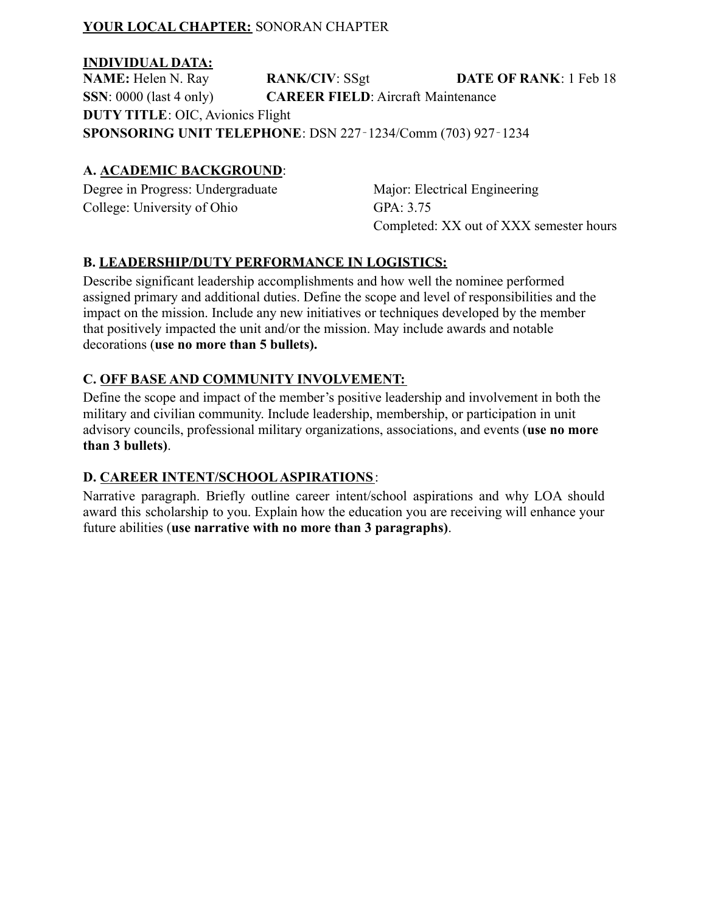**<u>YOUR LOCAL CHAPTER:</u>** SONORAN CHAPTER

**<u>INDIVIDUAL DATA:</u>**

**NAME:** Helen N. Ray **RANK/CIV**: SSgt **DATE OF RANK**: 1 Feb 18

**SSN**: 0000 (last 4 only) **CAREER FIELD**: Aircraft Maintenance

**DUTY TITLE**: OIC, Avionics Flight

**SPONSORING UNIT TELEPHONE**: DSN 227‑1234/Comm (703) 927‑1234

**A. <u>ACADEMIC BACKGROUND</u>**:

Degree in Progress: Undergraduate

College: University of Ohio

Major: Electrical Engineering

GPA: 3.75

Completed: XX out of XXX semester hours

**B. <u>LEADERSHIP/DUTY PERFORMANCE IN LOGISTICS:</u>**

Describe significant leadership accomplishments and how well the nominee performed assigned primary and additional duties. Define the scope and level of responsibilities and the impact on the mission. Include any new initiatives or techniques developed by the member that positively impacted the unit and/or the mission. May include awards and notable decorations (**use no more than 5 bullets).**

**C. <u>OFF BASE AND COMMUNITY INVOLVEMENT:</u>**

Define the scope and impact of the member's positive leadership and involvement in both the military and civilian community. Include leadership, membership, or participation in unit advisory councils, professional military organizations, associations, and events (**use no more than 3 bullets)**.

**D. <u>CAREER INTENT/SCHOOL ASPIRATIONS</u>**:

Narrative paragraph. Briefly outline career intent/school aspirations and why LOA should award this scholarship to you. Explain how the education you are receiving will enhance your future abilities (**use narrative with no more than 3 paragraphs)**.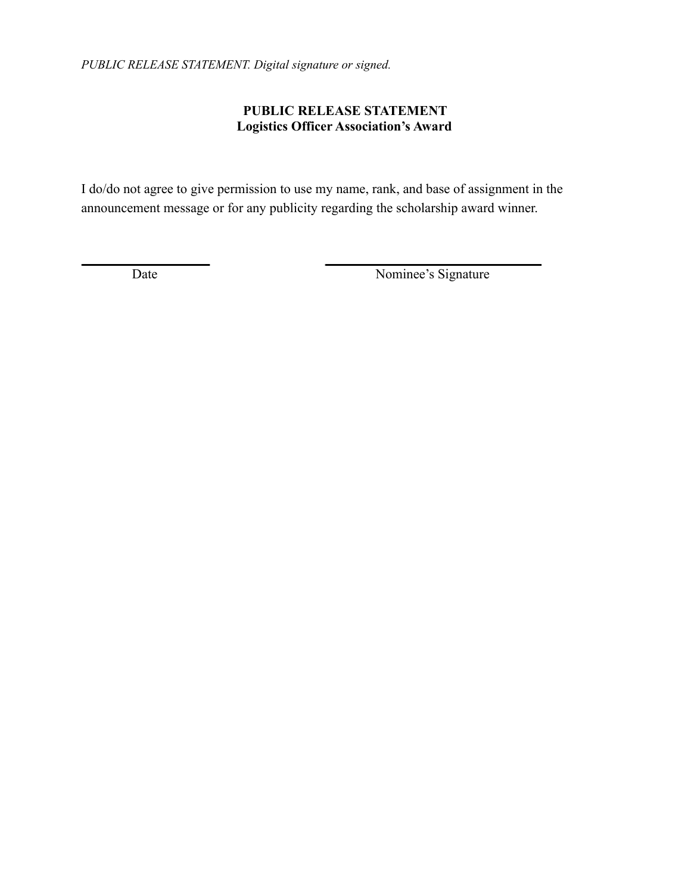*PUBLIC RELEASE STATEMENT. Digital signature or signed.*

**PUBLIC RELEASE STATEMENT**
**Logistics Officer Association's Award**

I do/do not agree to give permission to use my name, rank, and base of assignment in the announcement message or for any publicity regarding the scholarship award winner.

\_\_\_\_\_\_\_\_\_\_\_\_\_\_\_\_\_\_\_\_ \_\_\_\_\_\_\_\_\_\_\_\_\_\_\_\_\_\_\_\_\_\_\_\_\_\_\_\_\_\_\_\_\_\_

Date Nominee's Signature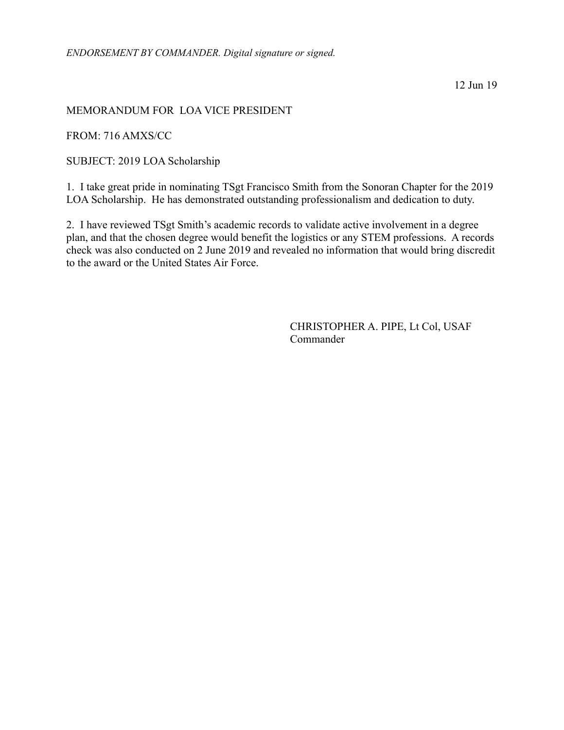*ENDORSEMENT BY COMMANDER. Digital signature or signed.*

12 Jun 19

MEMORANDUM FOR LOA VICE PRESIDENT

FROM: 716 AMXS/CC

SUBJECT: 2019 LOA Scholarship

1. I take great pride in nominating TSgt Francisco Smith from the Sonoran Chapter for the 2019 LOA Scholarship. He has demonstrated outstanding professionalism and dedication to duty.

2. I have reviewed TSgt Smith's academic records to validate active involvement in a degree plan, and that the chosen degree would benefit the logistics or any STEM professions. A records check was also conducted on 2 June 2019 and revealed no information that would bring discredit to the award or the United States Air Force.

CHRISTOPHER A. PIPE, Lt Col, USAF
Commander